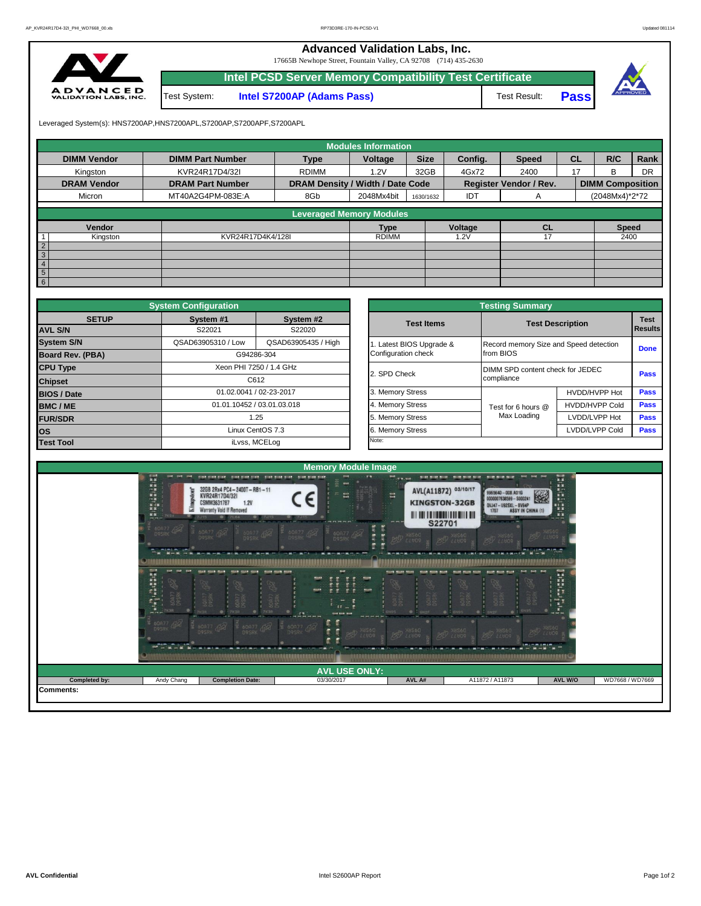# Advanced Validation Labs, Inc.

17665B Newhope Street, Fountain Valley, CA 92708 (714) 435-2630

## Intel PCSD Server Memory Compatibility Test Certificate

Test System: **Intel S7200AP (Adams Pass)** | Test Result: **Pass**

Leveraged System(s): HNS7200AP,HNS7200APL,S7200AP,S7200APF,S7200APL

### Modules Information

| DIMM Vendor | DIMM Part Number | Type | Voltage | Size | Config. | Speed | CL | R/C | Rank |
|---|---|---|---|---|---|---|---|---|---|
| Kingston | KVR24R17D4/32I | RDIMM | 1.2V | 32GB | 4Gx72 | 2400 | 17 | B | DR |
| **DRAM Vendor** | **DRAM Part Number** | **DRAM Density / Width / Date Code** | | | **Register Vendor / Rev.** | | **DIMM Composition** | | |
| Micron | MT40A2G4PM-083E:A | 8Gb | 2048Mx4bit | 1630/1632 | IDT | A | (2048Mx4)*2*72 | | |

### Leveraged Memory Modules

| | Vendor | | Type | Voltage | CL | Speed |
|---|---|---|---|---|---|---|
| 1 | Kingston | KVR24R17D4K4/128I | RDIMM | 1.2V | 17 | 2400 |
| 2 | | | | | | |
| 3 | | | | | | |
| 4 | | | | | | |
| 5 | | | | | | |
| 6 | | | | | | |

### System Configuration

| SETUP | System #1 | System #2 |
|---|---|---|
| AVL S/N | S22021 | S22020 |
| System S/N | QSAD63905310 / Low | QSAD63905435 / High |
| Board Rev. (PBA) | G94286-304 | |
| CPU Type | Xeon PHI 7250 / 1.4 GHz | |
| Chipset | C612 | |
| BIOS / Date | 01.02.0041 / 02-23-2017 | |
| BMC / ME | 01.01.10452 / 03.01.03.018 | |
| FUR/SDR | 1.25 | |
| OS | Linux CentOS 7.3 | |
| Test Tool | iLvss, MCELog | |

### Testing Summary

| Test Items | Test Description | | Test Results |
|---|---|---|---|
| 1. Latest BIOS Upgrade & Configuration check | Record memory Size and Speed detection from BIOS | | Done |
| 2. SPD Check | DIMM SPD content check for JEDEC compliance | | Pass |
| 3. Memory Stress | Test for 6 hours @ Max Loading | HVDD/HVPP Hot | Pass |
| 4. Memory Stress | | HVDD/HVPP Cold | Pass |
| 5. Memory Stress | | LVDD/LVPP Hot | Pass |
| 6. Memory Stress | | LVDD/LVPP Cold | Pass |

Note:

### Memory Module Image

### AVL USE ONLY:

| Completed by: | Andy Chang | Completion Date: | 03/30/2017 | AVL A# | A11872 / A11873 | AVL W/O | WD7668 / WD7669 |
|---|---|---|---|---|---|---|---|

Comments: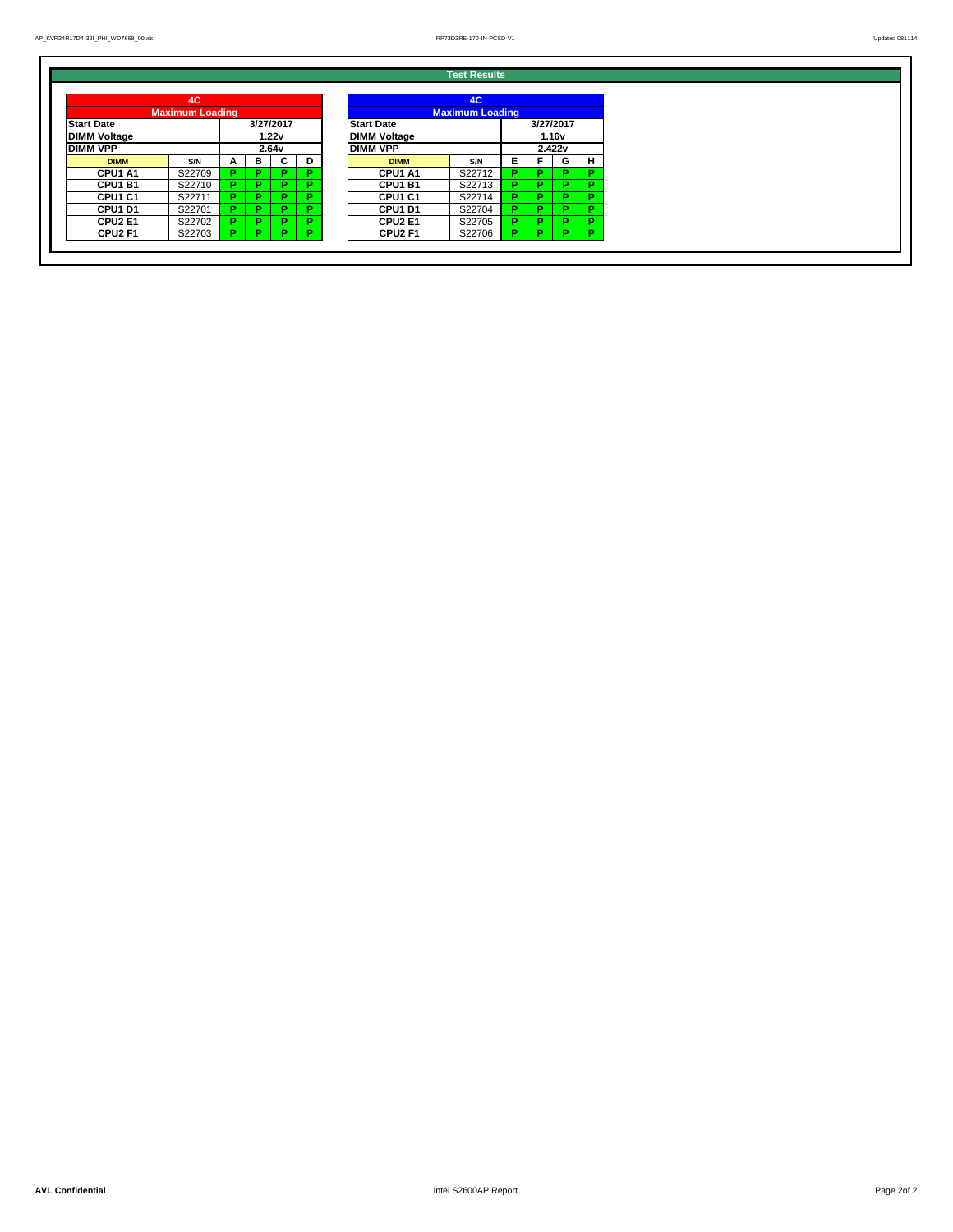## Test Results

| 4C Maximum Loading | | | | | |
|---|---|---|---|---|---|
| Start Date | | 3/27/2017 | | | |
| DIMM Voltage | | 1.22v | | | |
| DIMM VPP | | 2.64v | | | |
| DIMM | S/N | A | B | C | D |
| CPU1 A1 | S22709 | P | P | P | P |
| CPU1 B1 | S22710 | P | P | P | P |
| CPU1 C1 | S22711 | P | P | P | P |
| CPU1 D1 | S22701 | P | P | P | P |
| CPU2 E1 | S22702 | P | P | P | P |
| CPU2 F1 | S22703 | P | P | P | P |

| 4C Maximum Loading | | | | | |
|---|---|---|---|---|---|
| Start Date | | 3/27/2017 | | | |
| DIMM Voltage | | 1.16v | | | |
| DIMM VPP | | 2.422v | | | |
| DIMM | S/N | E | F | G | H |
| CPU1 A1 | S22712 | P | P | P | P |
| CPU1 B1 | S22713 | P | P | P | P |
| CPU1 C1 | S22714 | P | P | P | P |
| CPU1 D1 | S22704 | P | P | P | P |
| CPU2 E1 | S22705 | P | P | P | P |
| CPU2 F1 | S22706 | P | P | P | P |